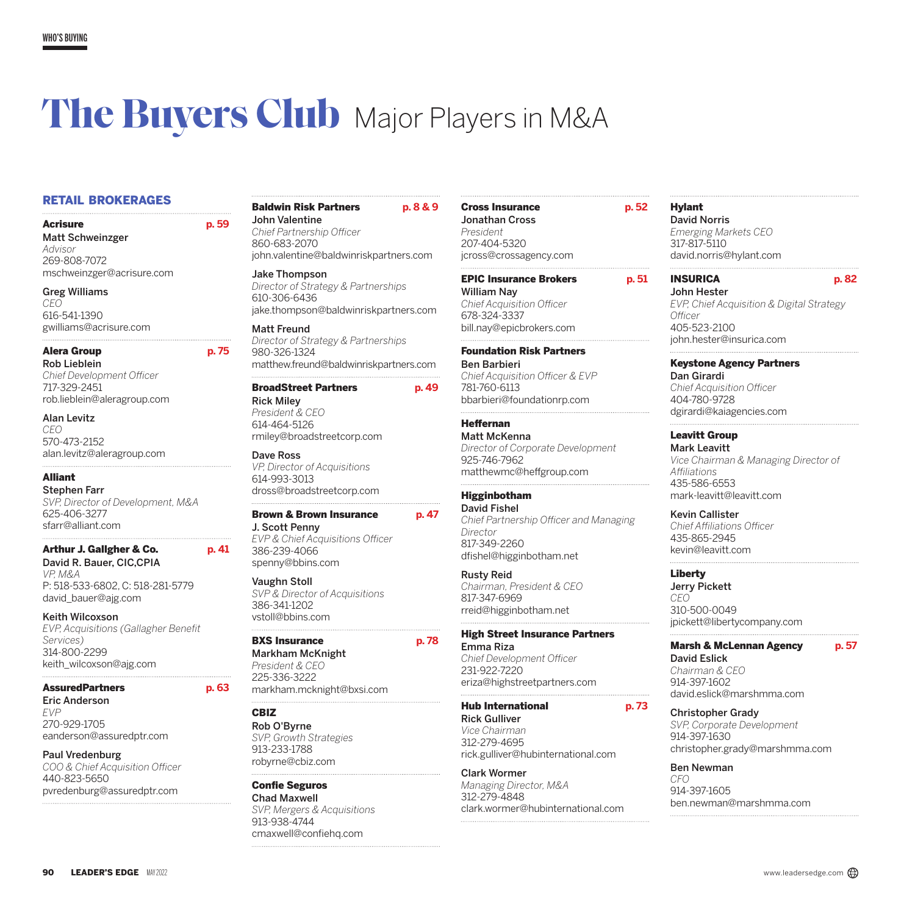WHO'S BUYING

# The Buyers Club Major Players in M&A

## RETAIL BROKERAGES

**Acrisure** p. 59

**Matt Schweinzger**
*Advisor*
269-808-7072
mschweinzger@acrisure.com

**Greg Williams**
*CEO*
616-541-1390
gwilliams@acrisure.com

**Alera Group** p. 75

**Rob Lieblein**
*Chief Development Officer*
717-329-2451
rob.lieblein@aleragroup.com

**Alan Levitz**
*CEO*
570-473-2152
alan.levitz@aleragroup.com

**Alliant**

**Stephen Farr**
*SVP, Director of Development, M&A*
625-406-3277
sfarr@alliant.com

**Arthur J. Gallgher & Co.** p. 41

**David R. Bauer, CIC,CPIA**
*VP, M&A*
P: 518-533-6802, C: 518-281-5779
david_bauer@ajg.com

**Keith Wilcoxson**
*EVP, Acquisitions (Gallagher Benefit Services)*
314-800-2299
keith_wilcoxson@ajg.com

**AssuredPartners** p. 63

**Eric Anderson**
*EVP*
270-929-1705
eanderson@assuredptr.com

**Paul Vredenburg**
*COO & Chief Acquisition Officer*
440-823-5650
pvredenburg@assuredptr.com

**Baldwin Risk Partners** p. 8 & 9

**John Valentine**
*Chief Partnership Officer*
860-683-2070
john.valentine@baldwinriskpartners.com

**Jake Thompson**
*Director of Strategy & Partnerships*
610-306-6436
jake.thompson@baldwinriskpartners.com

**Matt Freund**
*Director of Strategy & Partnerships*
980-326-1324
matthew.freund@baldwinriskpartners.com

**BroadStreet Partners** p. 49

**Rick Miley**
*President & CEO*
614-464-5126
rmiley@broadstreetcorp.com

**Dave Ross**
*VP, Director of Acquisitions*
614-993-3013
dross@broadstreetcorp.com

**Brown & Brown Insurance** p. 47

**J. Scott Penny**
*EVP & Chief Acquisitions Officer*
386-239-4066
spenny@bbins.com

**Vaughn Stoll**
*SVP & Director of Acquisitions*
386-341-1202
vstoll@bbins.com

**BXS Insurance** p. 78

**Markham McKnight**
*President & CEO*
225-336-3222
markham.mcknight@bxsi.com

**CBIZ**

**Rob O'Byrne**
*SVP, Growth Strategies*
913-233-1788
robyrne@cbiz.com

**Confie Seguros**

**Chad Maxwell**
*SVP, Mergers & Acquisitions*
913-938-4744
cmaxwell@confiehq.com

**Cross Insurance** p. 52

**Jonathan Cross**
*President*
207-404-5320
jcross@crossagency.com

**EPIC Insurance Brokers** p. 51

**William Nay**
*Chief Acquisition Officer*
678-324-3337
bill.nay@epicbrokers.com

**Foundation Risk Partners**

**Ben Barbieri**
*Chief Acquisition Officer & EVP*
781-760-6113
bbarbieri@foundationrp.com

**Heffernan**

**Matt McKenna**
*Director of Corporate Development*
925-746-7962
matthewmc@heffgroup.com

**Higginbotham**

**David Fishel**
*Chief Partnership Officer and Managing Director*
817-349-2260
dfishel@higginbotham.net

**Rusty Reid**
*Chairman, President & CEO*
817-347-6969
rreid@higginbotham.net

**High Street Insurance Partners**

**Emma Riza**
*Chief Development Officer*
231-922-7220
eriza@highstreetpartners.com

**Hub International** p. 73

**Rick Gulliver**
*Vice Chairman*
312-279-4695
rick.gulliver@hubinternational.com

**Clark Wormer**
*Managing Director, M&A*
312-279-4848
clark.wormer@hubinternational.com

**Hylant**

**David Norris**
*Emerging Markets CEO*
317-817-5110
david.norris@hylant.com

**INSURICA** p. 82

**John Hester**
*EVP, Chief Acquisition & Digital Strategy Officer*
405-523-2100
john.hester@insurica.com

**Keystone Agency Partners**

**Dan Girardi**
*Chief Acquisition Officer*
404-780-9728
dgirardi@kaiagencies.com

**Leavitt Group**

**Mark Leavitt**
*Vice Chairman & Managing Director of Affiliations*
435-586-6553
mark-leavitt@leavitt.com

**Kevin Callister**
*Chief Affiliations Officer*
435-865-2945
kevin@leavitt.com

**Liberty**

**Jerry Pickett**
*CEO*
310-500-0049
jpickett@libertycompany.com

**Marsh & McLennan Agency** p. 57

**David Eslick**
*Chairman & CEO*
914-397-1602
david.eslick@marshmma.com

**Christopher Grady**
*SVP, Corporate Development*
914-397-1630
christopher.grady@marshmma.com

**Ben Newman**
*CFO*
914-397-1605
ben.newman@marshmma.com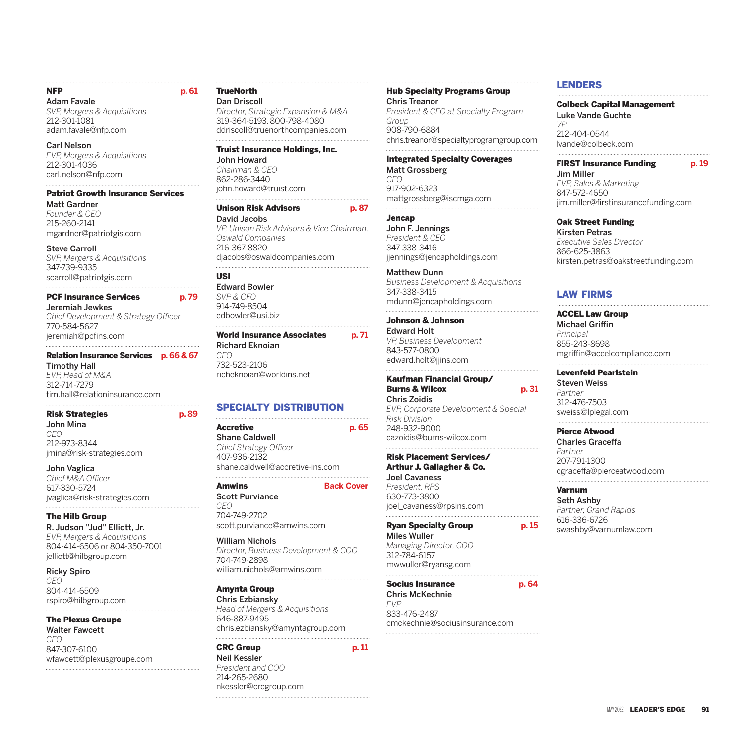**NFP** p. 61
**Adam Favale**
*SVP, Mergers & Acquisitions*
212-301-1081
adam.favale@nfp.com

**Carl Nelson**
*EVP, Mergers & Acquisitions*
212-301-4036
carl.nelson@nfp.com

**Patriot Growth Insurance Services**
**Matt Gardner**
*Founder & CEO*
215-260-2141
mgardner@patriotgis.com

**Steve Carroll**
*SVP, Mergers & Acquisitions*
347-739-9335
scarroll@patriotgis.com

**PCF Insurance Services** p. 79
**Jeremiah Jewkes**
*Chief Development & Strategy Officer*
770-584-5627
jeremiah@pcfins.com

**Relation Insurance Services** p. 66 & 67
**Timothy Hall**
*EVP, Head of M&A*
312-714-7279
tim.hall@relationinsurance.com

**Risk Strategies** p. 89
**John Mina**
*CEO*
212-973-8344
jmina@risk-strategies.com

**John Vaglica**
*Chief M&A Officer*
617-330-5724
jvaglica@risk-strategies.com

**The Hilb Group**
**R. Judson "Jud" Elliott, Jr.**
*EVP, Mergers & Acquisitions*
804-414-6506 or 804-350-7001
jelliott@hilbgroup.com

**Ricky Spiro**
*CEO*
804-414-6509
rspiro@hilbgroup.com

**The Plexus Groupe**
**Walter Fawcett**
*CEO*
847-307-6100
wfawcett@plexusgroupe.com

**TrueNorth**
**Dan Driscoll**
*Director, Strategic Expansion & M&A*
319-364-5193, 800-798-4080
ddriscoll@truenorthcompanies.com

**Truist Insurance Holdings, Inc.**
**John Howard**
*Chairman & CEO*
862-286-3440
john.howard@truist.com

**Unison Risk Advisors** p. 87
**David Jacobs**
*VP, Unison Risk Advisors & Vice Chairman, Oswald Companies*
216-367-8820
djacobs@oswaldcompanies.com

**USI**
**Edward Bowler**
*SVP & CFO*
914-749-8504
edbowler@usi.biz

**World Insurance Associates** p. 71
**Richard Eknoian**
*CEO*
732-523-2106
richeknoian@worldins.net

## SPECIALTY DISTRIBUTION

**Accretive** p. 65
**Shane Caldwell**
*Chief Strategy Officer*
407-936-2132
shane.caldwell@accretive-ins.com

**Amwins** Back Cover
**Scott Purviance**
*CEO*
704-749-2702
scott.purviance@amwins.com

**William Nichols**
*Director, Business Development & COO*
704-749-2898
william.nichols@amwins.com

**Amynta Group**
**Chris Ezbiansky**
*Head of Mergers & Acquisitions*
646-887-9495
chris.ezbiansky@amyntagroup.com

**CRC Group** p. 11
**Neil Kessler**
*President and COO*
214-265-2680
nkessler@crcgroup.com

**Hub Specialty Programs Group**
**Chris Treanor**
*President & CEO at Specialty Program Group*
908-790-6884
chris.treanor@specialtyprogramgroup.com

**Integrated Specialty Coverages**
**Matt Grossberg**
*CEO*
917-902-6323
mattgrossberg@iscmga.com

**Jencap**
**John F. Jennings**
*President & CEO*
347-338-3416
jjennings@jencapholdings.com

**Matthew Dunn**
*Business Development & Acquisitions*
347-338-3415
mdunn@jencapholdings.com

**Johnson & Johnson**
**Edward Holt**
*VP, Business Development*
843-577-0800
edward.holt@jjins.com

**Kaufman Financial Group/ Burns & Wilcox** p. 31
**Chris Zoidis**
*EVP, Corporate Development & Special Risk Division*
248-932-9000
cazoidis@burns-wilcox.com

**Risk Placement Services/ Arthur J. Gallagher & Co.**
**Joel Cavaness**
*President, RPS*
630-773-3800
joel_cavaness@rpsins.com

**Ryan Specialty Group** p. 15
**Miles Wuller**
*Managing Director, COO*
312-784-6157
mwwuller@ryansg.com

**Socius Insurance** p. 64
**Chris McKechnie**
*EVP*
833-476-2487
cmckechnie@sociusinsurance.com

## LENDERS

**Colbeck Capital Management**
**Luke Vande Guchte**
*VP*
212-404-0544
lvande@colbeck.com

**FIRST Insurance Funding** p. 19
**Jim Miller**
*EVP, Sales & Marketing*
847-572-4650
jim.miller@firstinsurancefunding.com

**Oak Street Funding**
**Kirsten Petras**
*Executive Sales Director*
866-625-3863
kirsten.petras@oakstreetfunding.com

## LAW FIRMS

**ACCEL Law Group**
**Michael Griffin**
*Principal*
855-243-8698
mgriffin@accelcompliance.com

**Levenfeld Pearlstein**
**Steven Weiss**
*Partner*
312-476-7503
sweiss@lplegal.com

**Pierce Atwood**
**Charles Graceffa**
*Partner*
207-791-1300
cgraceffa@pierceatwood.com

**Varnum**
**Seth Ashby**
*Partner, Grand Rapids*
616-336-6726
swashby@varnumlaw.com